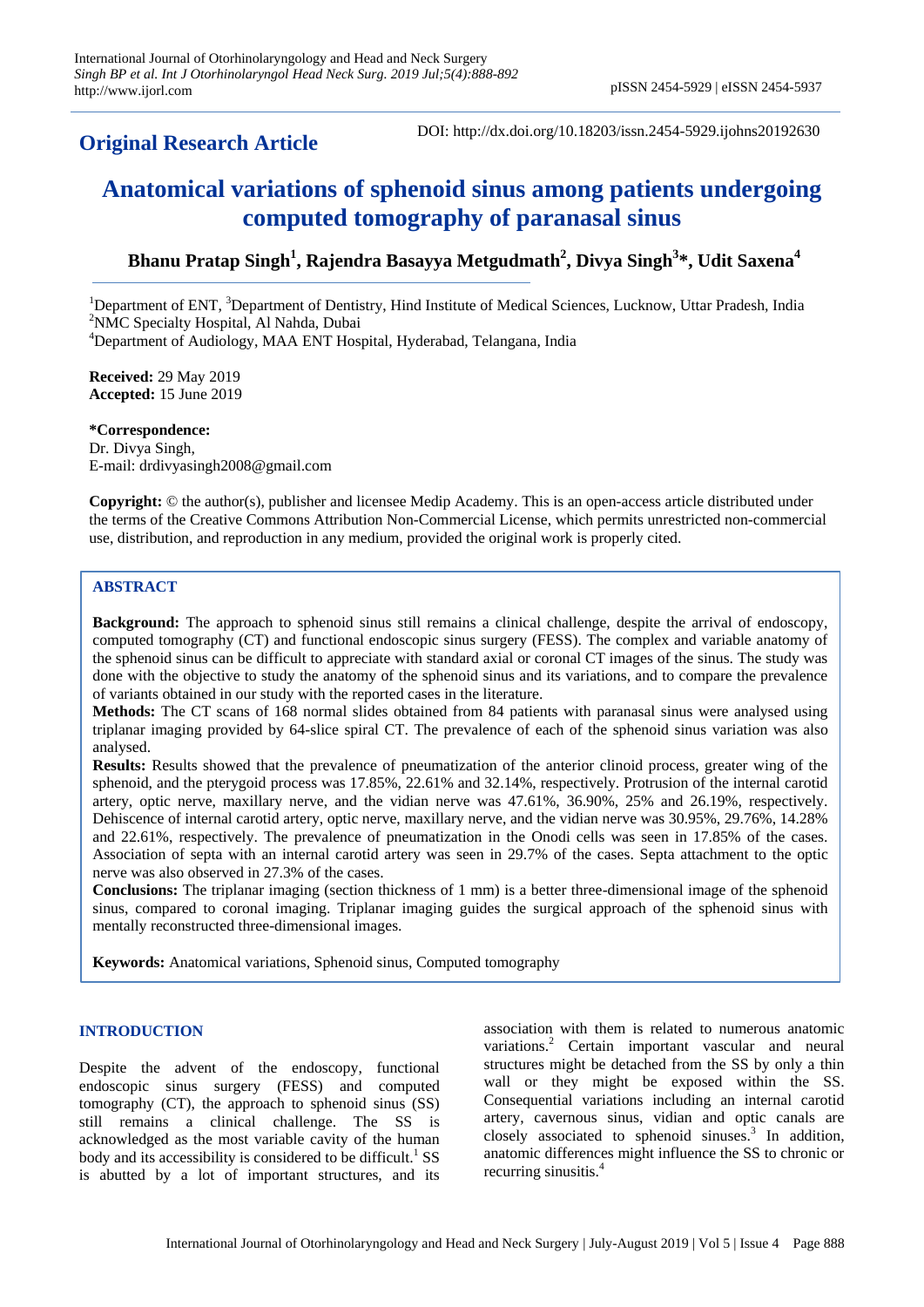**Original Research Article**

DOI: http://dx.doi.org/10.18203/issn.2454-5929.ijohns20192630

# Anatomical variations of sphenoid sinus among patients undergoing computed tomography of paranasal sinus

**Bhanu Pratap Singh[1], Rajendra Basayya Metgudmath[2], Divya Singh[3]\*, Udit Saxena[4]**

[1]Department of ENT, [3]Department of Dentistry, Hind Institute of Medical Sciences, Lucknow, Uttar Pradesh, India
[2]NMC Specialty Hospital, Al Nahda, Dubai
[4]Department of Audiology, MAA ENT Hospital, Hyderabad, Telangana, India

**Received:** 29 May 2019
**Accepted:** 15 June 2019

**\*Correspondence:**
Dr. Divya Singh,
E-mail: drdivyasingh2008@gmail.com

**Copyright:** © the author(s), publisher and licensee Medip Academy. This is an open-access article distributed under the terms of the Creative Commons Attribution Non-Commercial License, which permits unrestricted non-commercial use, distribution, and reproduction in any medium, provided the original work is properly cited.

## ABSTRACT

**Background:** The approach to sphenoid sinus still remains a clinical challenge, despite the arrival of endoscopy, computed tomography (CT) and functional endoscopic sinus surgery (FESS). The complex and variable anatomy of the sphenoid sinus can be difficult to appreciate with standard axial or coronal CT images of the sinus. The study was done with the objective to study the anatomy of the sphenoid sinus and its variations, and to compare the prevalence of variants obtained in our study with the reported cases in the literature.

**Methods:** The CT scans of 168 normal slides obtained from 84 patients with paranasal sinus were analysed using triplanar imaging provided by 64-slice spiral CT. The prevalence of each of the sphenoid sinus variation was also analysed.

**Results:** Results showed that the prevalence of pneumatization of the anterior clinoid process, greater wing of the sphenoid, and the pterygoid process was 17.85%, 22.61% and 32.14%, respectively. Protrusion of the internal carotid artery, optic nerve, maxillary nerve, and the vidian nerve was 47.61%, 36.90%, 25% and 26.19%, respectively. Dehiscence of internal carotid artery, optic nerve, maxillary nerve, and the vidian nerve was 30.95%, 29.76%, 14.28% and 22.61%, respectively. The prevalence of pneumatization in the Onodi cells was seen in 17.85% of the cases. Association of septa with an internal carotid artery was seen in 29.7% of the cases. Septa attachment to the optic nerve was also observed in 27.3% of the cases.

**Conclusions:** The triplanar imaging (section thickness of 1 mm) is a better three-dimensional image of the sphenoid sinus, compared to coronal imaging. Triplanar imaging guides the surgical approach of the sphenoid sinus with mentally reconstructed three-dimensional images.

**Keywords:** Anatomical variations, Sphenoid sinus, Computed tomography

## INTRODUCTION

Despite the advent of the endoscopy, functional endoscopic sinus surgery (FESS) and computed tomography (CT), the approach to sphenoid sinus (SS) still remains a clinical challenge. The SS is acknowledged as the most variable cavity of the human body and its accessibility is considered to be difficult.[1] SS is abutted by a lot of important structures, and its association with them is related to numerous anatomic variations.[2] Certain important vascular and neural structures might be detached from the SS by only a thin wall or they might be exposed within the SS. Consequential variations including an internal carotid artery, cavernous sinus, vidian and optic canals are closely associated to sphenoid sinuses.[3] In addition, anatomic differences might influence the SS to chronic or recurring sinusitis.[4]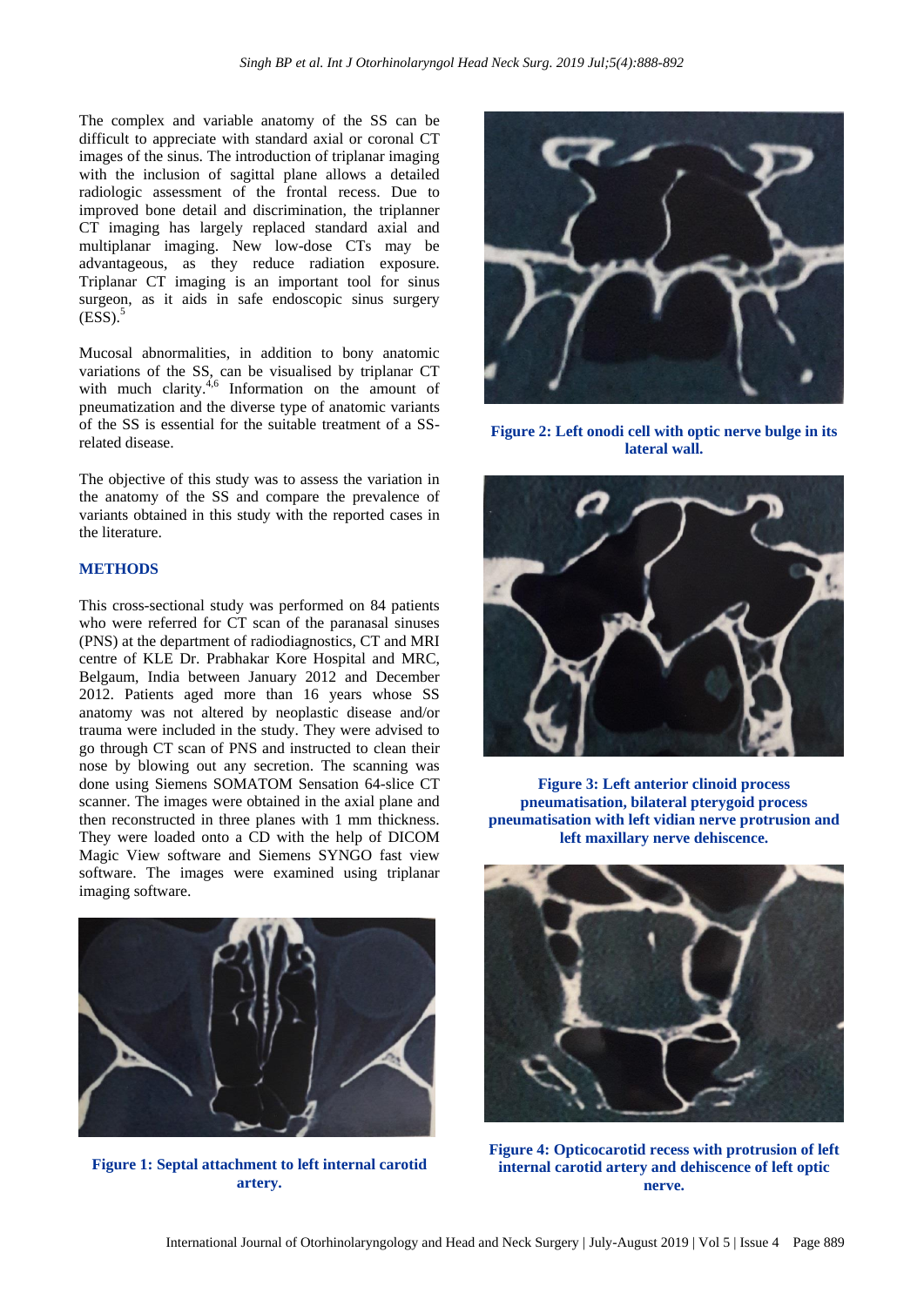The complex and variable anatomy of the SS can be difficult to appreciate with standard axial or coronal CT images of the sinus. The introduction of triplanar imaging with the inclusion of sagittal plane allows a detailed radiologic assessment of the frontal recess. Due to improved bone detail and discrimination, the triplanner CT imaging has largely replaced standard axial and multiplanar imaging. New low-dose CTs may be advantageous, as they reduce radiation exposure. Triplanar CT imaging is an important tool for sinus surgeon, as it aids in safe endoscopic sinus surgery (ESS).[5]

Mucosal abnormalities, in addition to bony anatomic variations of the SS, can be visualised by triplanar CT with much clarity.[4,6] Information on the amount of pneumatization and the diverse type of anatomic variants of the SS is essential for the suitable treatment of a SS-related disease.

The objective of this study was to assess the variation in the anatomy of the SS and compare the prevalence of variants obtained in this study with the reported cases in the literature.

## METHODS

This cross-sectional study was performed on 84 patients who were referred for CT scan of the paranasal sinuses (PNS) at the department of radiodiagnostics, CT and MRI centre of KLE Dr. Prabhakar Kore Hospital and MRC, Belgaum, India between January 2012 and December 2012. Patients aged more than 16 years whose SS anatomy was not altered by neoplastic disease and/or trauma were included in the study. They were advised to go through CT scan of PNS and instructed to clean their nose by blowing out any secretion. The scanning was done using Siemens SOMATOM Sensation 64-slice CT scanner. The images were obtained in the axial plane and then reconstructed in three planes with 1 mm thickness. They were loaded onto a CD with the help of DICOM Magic View software and Siemens SYNGO fast view software. The images were examined using triplanar imaging software.

**Figure 1: Septal attachment to left internal carotid artery.**

**Figure 2: Left onodi cell with optic nerve bulge in its lateral wall.**

**Figure 3: Left anterior clinoid process pneumatisation, bilateral pterygoid process pneumatisation with left vidian nerve protrusion and left maxillary nerve dehiscence.**

**Figure 4: Opticocarotid recess with protrusion of left internal carotid artery and dehiscence of left optic nerve.**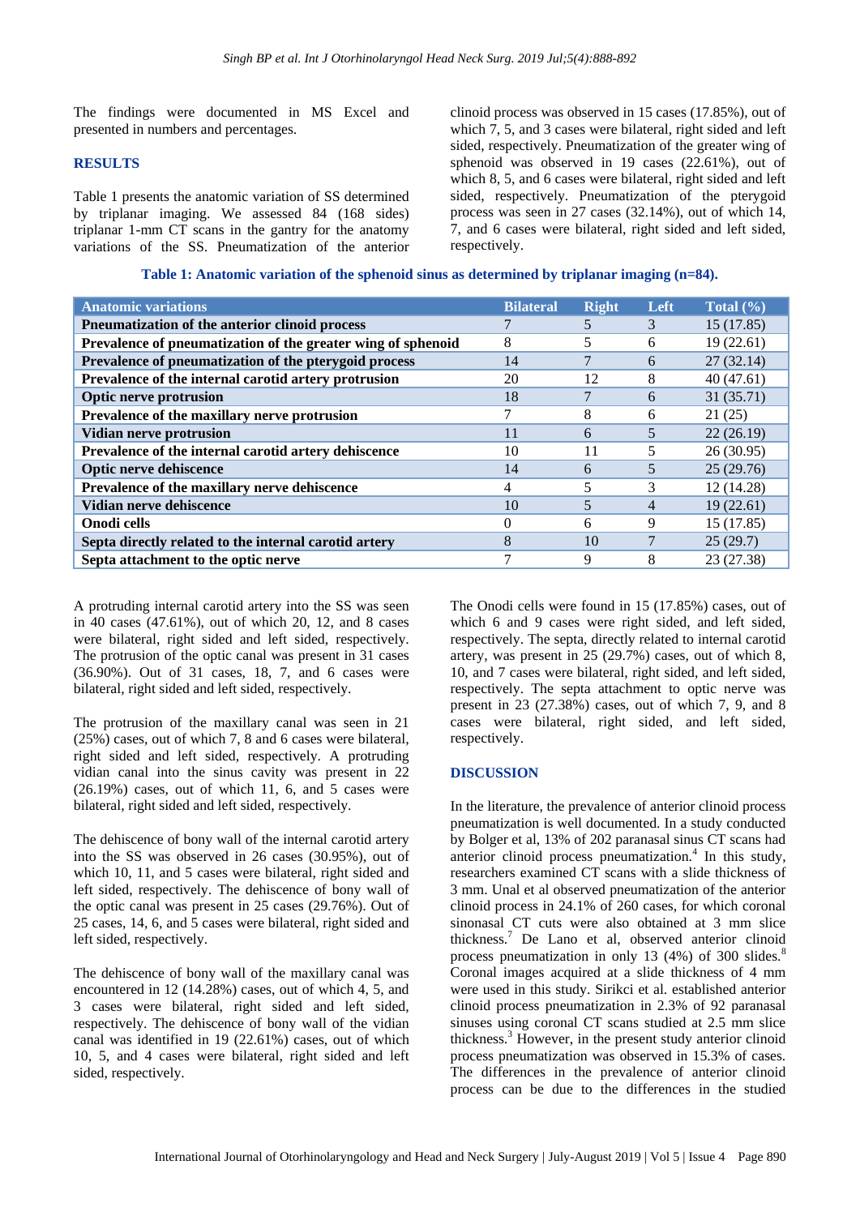The findings were documented in MS Excel and presented in numbers and percentages.

## RESULTS

Table 1 presents the anatomic variation of SS determined by triplanar imaging. We assessed 84 (168 sides) triplanar 1-mm CT scans in the gantry for the anatomy variations of the SS. Pneumatization of the anterior clinoid process was observed in 15 cases (17.85%), out of which 7, 5, and 3 cases were bilateral, right sided and left sided, respectively. Pneumatization of the greater wing of sphenoid was observed in 19 cases (22.61%), out of which 8, 5, and 6 cases were bilateral, right sided and left sided, respectively. Pneumatization of the pterygoid process was seen in 27 cases (32.14%), out of which 14, 7, and 6 cases were bilateral, right sided and left sided, respectively.

**Table 1: Anatomic variation of the sphenoid sinus as determined by triplanar imaging (n=84).**

| Anatomic variations | Bilateral | Right | Left | Total (%) |
|---|---|---|---|---|
| **Pneumatization of the anterior clinoid process** | 7 | 5 | 3 | 15 (17.85) |
| **Prevalence of pneumatization of the greater wing of sphenoid** | 8 | 5 | 6 | 19 (22.61) |
| **Prevalence of pneumatization of the pterygoid process** | 14 | 7 | 6 | 27 (32.14) |
| **Prevalence of the internal carotid artery protrusion** | 20 | 12 | 8 | 40 (47.61) |
| **Optic nerve protrusion** | 18 | 7 | 6 | 31 (35.71) |
| **Prevalence of the maxillary nerve protrusion** | 7 | 8 | 6 | 21 (25) |
| **Vidian nerve protrusion** | 11 | 6 | 5 | 22 (26.19) |
| **Prevalence of the internal carotid artery dehiscence** | 10 | 11 | 5 | 26 (30.95) |
| **Optic nerve dehiscence** | 14 | 6 | 5 | 25 (29.76) |
| **Prevalence of the maxillary nerve dehiscence** | 4 | 5 | 3 | 12 (14.28) |
| **Vidian nerve dehiscence** | 10 | 5 | 4 | 19 (22.61) |
| **Onodi cells** | 0 | 6 | 9 | 15 (17.85) |
| **Septa directly related to the internal carotid artery** | 8 | 10 | 7 | 25 (29.7) |
| **Septa attachment to the optic nerve** | 7 | 9 | 8 | 23 (27.38) |

A protruding internal carotid artery into the SS was seen in 40 cases (47.61%), out of which 20, 12, and 8 cases were bilateral, right sided and left sided, respectively. The protrusion of the optic canal was present in 31 cases (36.90%). Out of 31 cases, 18, 7, and 6 cases were bilateral, right sided and left sided, respectively.

The protrusion of the maxillary canal was seen in 21 (25%) cases, out of which 7, 8 and 6 cases were bilateral, right sided and left sided, respectively. A protruding vidian canal into the sinus cavity was present in 22 (26.19%) cases, out of which 11, 6, and 5 cases were bilateral, right sided and left sided, respectively.

The dehiscence of bony wall of the internal carotid artery into the SS was observed in 26 cases (30.95%), out of which 10, 11, and 5 cases were bilateral, right sided and left sided, respectively. The dehiscence of bony wall of the optic canal was present in 25 cases (29.76%). Out of 25 cases, 14, 6, and 5 cases were bilateral, right sided and left sided, respectively.

The dehiscence of bony wall of the maxillary canal was encountered in 12 (14.28%) cases, out of which 4, 5, and 3 cases were bilateral, right sided and left sided, respectively. The dehiscence of bony wall of the vidian canal was identified in 19 (22.61%) cases, out of which 10, 5, and 4 cases were bilateral, right sided and left sided, respectively.

The Onodi cells were found in 15 (17.85%) cases, out of which 6 and 9 cases were right sided, and left sided, respectively. The septa, directly related to internal carotid artery, was present in 25 (29.7%) cases, out of which 8, 10, and 7 cases were bilateral, right sided, and left sided, respectively. The septa attachment to optic nerve was present in 23 (27.38%) cases, out of which 7, 9, and 8 cases were bilateral, right sided, and left sided, respectively.

## DISCUSSION

In the literature, the prevalence of anterior clinoid process pneumatization is well documented. In a study conducted by Bolger et al, 13% of 202 paranasal sinus CT scans had anterior clinoid process pneumatization.[4] In this study, researchers examined CT scans with a slide thickness of 3 mm. Unal et al observed pneumatization of the anterior clinoid process in 24.1% of 260 cases, for which coronal sinonasal CT cuts were also obtained at 3 mm slice thickness.[7] De Lano et al, observed anterior clinoid process pneumatization in only 13 (4%) of 300 slides.[8] Coronal images acquired at a slide thickness of 4 mm were used in this study. Sirikci et al. established anterior clinoid process pneumatization in 2.3% of 92 paranasal sinuses using coronal CT scans studied at 2.5 mm slice thickness.[3] However, in the present study anterior clinoid process pneumatization was observed in 15.3% of cases. The differences in the prevalence of anterior clinoid process can be due to the differences in the studied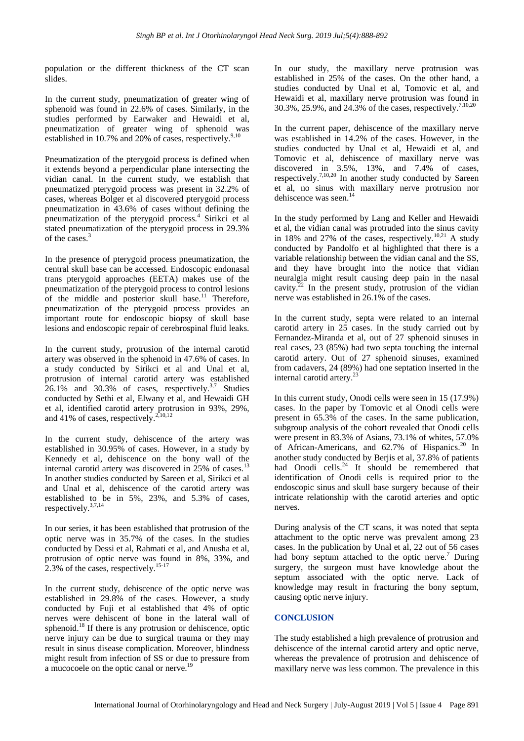population or the different thickness of the CT scan slides.

In the current study, pneumatization of greater wing of sphenoid was found in 22.6% of cases. Similarly, in the studies performed by Earwaker and Hewaidi et al, pneumatization of greater wing of sphenoid was established in 10.7% and 20% of cases, respectively.[9,10]

Pneumatization of the pterygoid process is defined when it extends beyond a perpendicular plane intersecting the vidian canal. In the current study, we establish that pneumatized pterygoid process was present in 32.2% of cases, whereas Bolger et al discovered pterygoid process pneumatization in 43.6% of cases without defining the pneumatization of the pterygoid process.[4] Sirikci et al stated pneumatization of the pterygoid process in 29.3% of the cases.[3]

In the presence of pterygoid process pneumatization, the central skull base can be accessed. Endoscopic endonasal trans pterygoid approaches (EETA) makes use of the pneumatization of the pterygoid process to control lesions of the middle and posterior skull base.[11] Therefore, pneumatization of the pterygoid process provides an important route for endoscopic biopsy of skull base lesions and endoscopic repair of cerebrospinal fluid leaks.

In the current study, protrusion of the internal carotid artery was observed in the sphenoid in 47.6% of cases. In a study conducted by Sirikci et al and Unal et al, protrusion of internal carotid artery was established 26.1% and 30.3% of cases, respectively.[3,7] Studies conducted by Sethi et al, Elwany et al, and Hewaidi GH et al, identified carotid artery protrusion in 93%, 29%, and 41% of cases, respectively.[2,10,12]

In the current study, dehiscence of the artery was established in 30.95% of cases. However, in a study by Kennedy et al, dehiscence on the bony wall of the internal carotid artery was discovered in 25% of cases.[13] In another studies conducted by Sareen et al, Sirikci et al and Unal et al, dehiscence of the carotid artery was established to be in 5%, 23%, and 5.3% of cases, respectively.[3,7,14]

In our series, it has been established that protrusion of the optic nerve was in 35.7% of the cases. In the studies conducted by Dessi et al, Rahmati et al, and Anusha et al, protrusion of optic nerve was found in 8%, 33%, and 2.3% of the cases, respectively.[15-17]

In the current study, dehiscence of the optic nerve was established in 29.8% of the cases. However, a study conducted by Fuji et al established that 4% of optic nerves were dehiscent of bone in the lateral wall of sphenoid.[18] If there is any protrusion or dehiscence, optic nerve injury can be due to surgical trauma or they may result in sinus disease complication. Moreover, blindness might result from infection of SS or due to pressure from a mucocoele on the optic canal or nerve.[19]

In our study, the maxillary nerve protrusion was established in 25% of the cases. On the other hand, a studies conducted by Unal et al, Tomovic et al, and Hewaidi et al, maxillary nerve protrusion was found in 30.3%, 25.9%, and 24.3% of the cases, respectively.[7,10,20]

In the current paper, dehiscence of the maxillary nerve was established in 14.2% of the cases. However, in the studies conducted by Unal et al, Hewaidi et al, and Tomovic et al, dehiscence of maxillary nerve was discovered in 3.5%, 13%, and 7.4% of cases, respectively.[7,10,20] In another study conducted by Sareen et al, no sinus with maxillary nerve protrusion nor dehiscence was seen.[14]

In the study performed by Lang and Keller and Hewaidi et al, the vidian canal was protruded into the sinus cavity in 18% and 27% of the cases, respectively.[10,21] A study conducted by Pandolfo et al highlighted that there is a variable relationship between the vidian canal and the SS, and they have brought into the notice that vidian neuralgia might result causing deep pain in the nasal cavity.[22] In the present study, protrusion of the vidian nerve was established in 26.1% of the cases.

In the current study, septa were related to an internal carotid artery in 25 cases. In the study carried out by Fernandez-Miranda et al, out of 27 sphenoid sinuses in real cases, 23 (85%) had two septa touching the internal carotid artery. Out of 27 sphenoid sinuses, examined from cadavers, 24 (89%) had one septation inserted in the internal carotid artery.[23]

In this current study, Onodi cells were seen in 15 (17.9%) cases. In the paper by Tomovic et al Onodi cells were present in 65.3% of the cases. In the same publication, subgroup analysis of the cohort revealed that Onodi cells were present in 83.3% of Asians, 73.1% of whites, 57.0% of African-Americans, and 62.7% of Hispanics.[20] In another study conducted by Berjis et al, 37.8% of patients had Onodi cells.[24] It should be remembered that identification of Onodi cells is required prior to the endoscopic sinus and skull base surgery because of their intricate relationship with the carotid arteries and optic nerves.

During analysis of the CT scans, it was noted that septa attachment to the optic nerve was prevalent among 23 cases. In the publication by Unal et al, 22 out of 56 cases had bony septum attached to the optic nerve.[7] During surgery, the surgeon must have knowledge about the septum associated with the optic nerve. Lack of knowledge may result in fracturing the bony septum, causing optic nerve injury.

## CONCLUSION

The study established a high prevalence of protrusion and dehiscence of the internal carotid artery and optic nerve, whereas the prevalence of protrusion and dehiscence of maxillary nerve was less common. The prevalence in this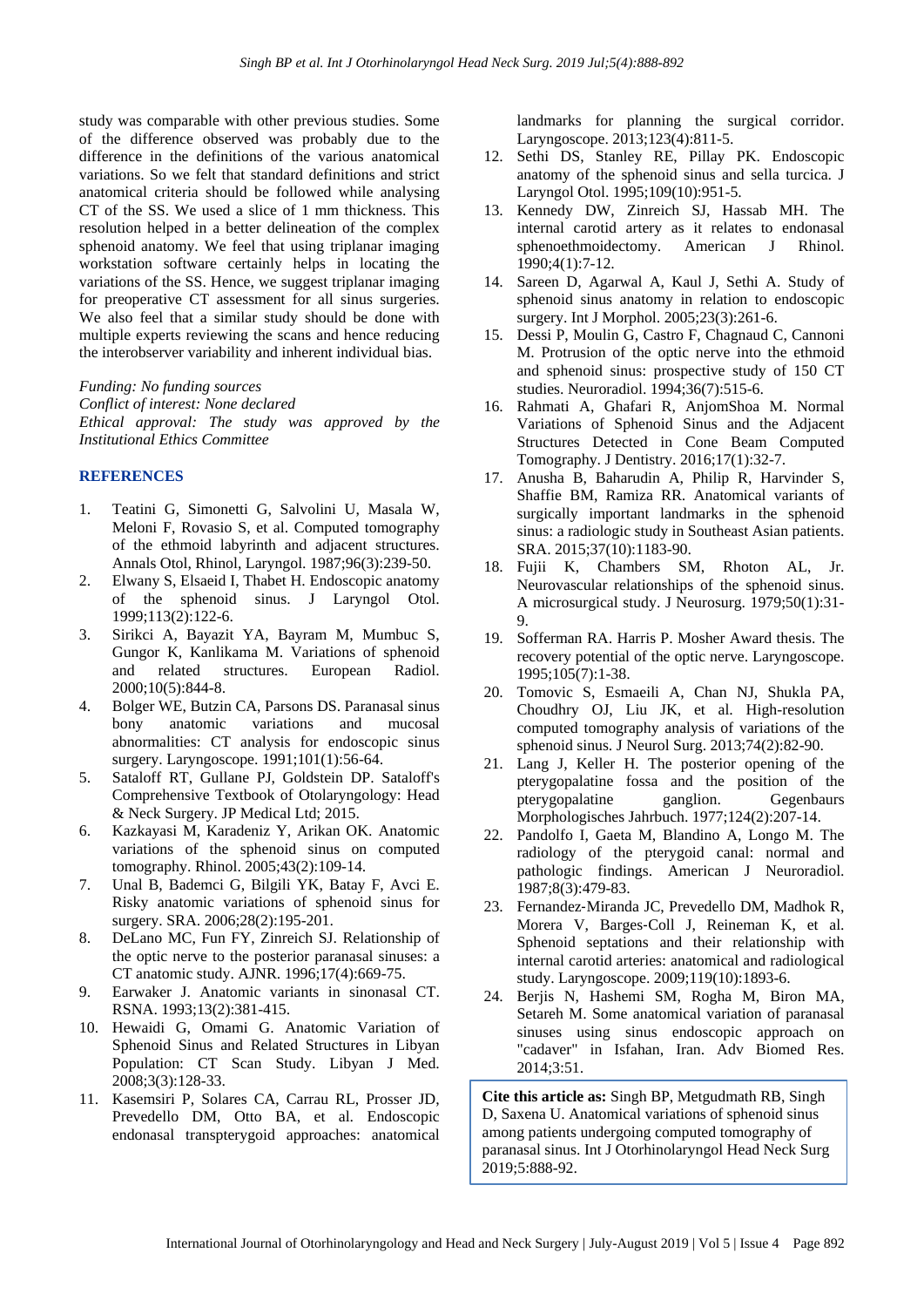study was comparable with other previous studies. Some of the difference observed was probably due to the difference in the definitions of the various anatomical variations. So we felt that standard definitions and strict anatomical criteria should be followed while analysing CT of the SS. We used a slice of 1 mm thickness. This resolution helped in a better delineation of the complex sphenoid anatomy. We feel that using triplanar imaging workstation software certainly helps in locating the variations of the SS. Hence, we suggest triplanar imaging for preoperative CT assessment for all sinus surgeries. We also feel that a similar study should be done with multiple experts reviewing the scans and hence reducing the interobserver variability and inherent individual bias.

*Funding: No funding sources*
*Conflict of interest: None declared*
*Ethical approval: The study was approved by the Institutional Ethics Committee*

## REFERENCES

1. Teatini G, Simonetti G, Salvolini U, Masala W, Meloni F, Rovasio S, et al. Computed tomography of the ethmoid labyrinth and adjacent structures. Annals Otol, Rhinol, Laryngol. 1987;96(3):239-50.
2. Elwany S, Elsaeid I, Thabet H. Endoscopic anatomy of the sphenoid sinus. J Laryngol Otol. 1999;113(2):122-6.
3. Sirikci A, Bayazit YA, Bayram M, Mumbuc S, Gungor K, Kanlikama M. Variations of sphenoid and related structures. European Radiol. 2000;10(5):844-8.
4. Bolger WE, Butzin CA, Parsons DS. Paranasal sinus bony anatomic variations and mucosal abnormalities: CT analysis for endoscopic sinus surgery. Laryngoscope. 1991;101(1):56-64.
5. Sataloff RT, Gullane PJ, Goldstein DP. Sataloff's Comprehensive Textbook of Otolaryngology: Head & Neck Surgery. JP Medical Ltd; 2015.
6. Kazkayasi M, Karadeniz Y, Arikan OK. Anatomic variations of the sphenoid sinus on computed tomography. Rhinol. 2005;43(2):109-14.
7. Unal B, Bademci G, Bilgili YK, Batay F, Avci E. Risky anatomic variations of sphenoid sinus for surgery. SRA. 2006;28(2):195-201.
8. DeLano MC, Fun FY, Zinreich SJ. Relationship of the optic nerve to the posterior paranasal sinuses: a CT anatomic study. AJNR. 1996;17(4):669-75.
9. Earwaker J. Anatomic variants in sinonasal CT. RSNA. 1993;13(2):381-415.
10. Hewaidi G, Omami G. Anatomic Variation of Sphenoid Sinus and Related Structures in Libyan Population: CT Scan Study. Libyan J Med. 2008;3(3):128-33.
11. Kasemsiri P, Solares CA, Carrau RL, Prosser JD, Prevedello DM, Otto BA, et al. Endoscopic endonasal transpterygoid approaches: anatomical landmarks for planning the surgical corridor. Laryngoscope. 2013;123(4):811-5.
12. Sethi DS, Stanley RE, Pillay PK. Endoscopic anatomy of the sphenoid sinus and sella turcica. J Laryngol Otol. 1995;109(10):951-5.
13. Kennedy DW, Zinreich SJ, Hassab MH. The internal carotid artery as it relates to endonasal sphenoethmoidectomy. American J Rhinol. 1990;4(1):7-12.
14. Sareen D, Agarwal A, Kaul J, Sethi A. Study of sphenoid sinus anatomy in relation to endoscopic surgery. Int J Morphol. 2005;23(3):261-6.
15. Dessi P, Moulin G, Castro F, Chagnaud C, Cannoni M. Protrusion of the optic nerve into the ethmoid and sphenoid sinus: prospective study of 150 CT studies. Neuroradiol. 1994;36(7):515-6.
16. Rahmati A, Ghafari R, AnjomShoa M. Normal Variations of Sphenoid Sinus and the Adjacent Structures Detected in Cone Beam Computed Tomography. J Dentistry. 2016;17(1):32-7.
17. Anusha B, Baharudin A, Philip R, Harvinder S, Shaffie BM, Ramiza RR. Anatomical variants of surgically important landmarks in the sphenoid sinus: a radiologic study in Southeast Asian patients. SRA. 2015;37(10):1183-90.
18. Fujii K, Chambers SM, Rhoton AL, Jr. Neurovascular relationships of the sphenoid sinus. A microsurgical study. J Neurosurg. 1979;50(1):31-9.
19. Sofferman RA. Harris P. Mosher Award thesis. The recovery potential of the optic nerve. Laryngoscope. 1995;105(7):1-38.
20. Tomovic S, Esmaeili A, Chan NJ, Shukla PA, Choudhry OJ, Liu JK, et al. High-resolution computed tomography analysis of variations of the sphenoid sinus. J Neurol Surg. 2013;74(2):82-90.
21. Lang J, Keller H. The posterior opening of the pterygopalatine fossa and the position of the pterygopalatine ganglion. Gegenbaurs Morphologisches Jahrbuch. 1977;124(2):207-14.
22. Pandolfo I, Gaeta M, Blandino A, Longo M. The radiology of the pterygoid canal: normal and pathologic findings. American J Neuroradiol. 1987;8(3):479-83.
23. Fernandez-Miranda JC, Prevedello DM, Madhok R, Morera V, Barges-Coll J, Reineman K, et al. Sphenoid septations and their relationship with internal carotid arteries: anatomical and radiological study. Laryngoscope. 2009;119(10):1893-6.
24. Berjis N, Hashemi SM, Rogha M, Biron MA, Setareh M. Some anatomical variation of paranasal sinuses using sinus endoscopic approach on "cadaver" in Isfahan, Iran. Adv Biomed Res. 2014;3:51.

**Cite this article as:** Singh BP, Metgudmath RB, Singh D, Saxena U. Anatomical variations of sphenoid sinus among patients undergoing computed tomography of paranasal sinus. Int J Otorhinolaryngol Head Neck Surg 2019;5:888-92.